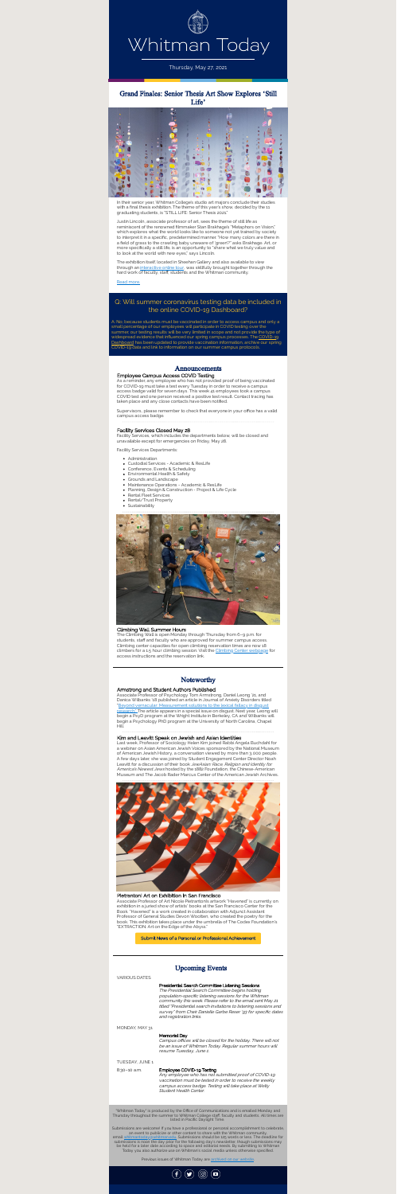# Whitman Today

Thursday, May 27, 2021

## Grand Finales: Senior Thesis Art Show Explores 'Still Life'

In their senior year, Whitman College's studio art majors conclude their studies with a final thesis exhibition. The theme of this year's show, decided by the 11 graduating students, is "STILL LIFE: Senior Thesis 2021."

Justin Lincoln, associate professor of art, sees the theme of still life as reminiscent of the renowned filmmaker Stan Brakhage's "Metaphors on Vision," which explores what the world looks like to someone not yet trained by society to interpret it in a specific, predetermined manner. "How many colors are there in a field of grass to the crawling baby unaware of 'green'?" asks Brakhage. Art, or more specifically a still life, is an opportunity to "share what we truly value and to look at the world with new eyes," says Lincoln.

The exhibition itself, located in Sheehan Gallery and also available to view through an interactive online tour, was skillfully brought together through the hard work of faculty, staff, students and the Whitman community.

Read more

## Q: Will summer coronavirus testing data be included in the online COVID-19 Dashboard?

A: No, because students must be vaccinated in order to access campus and only a small percentage of our employees will participate in COVID testing over the summer, our testing results will be very limited in scope and not provide the type of widespread evidence that influenced our spring campus processes. The COVID-19 Dashboard has been updated to provide vaccination information, archive our spring COVID-19 data and link to information on our summer campus protocols.

## Announcements

### Employee Campus Access COVID Testing

As a reminder, any employee who has not provided proof of being vaccinated for COVID-19 must take a test every Tuesday in order to receive a campus access badge valid for seven days. This week 41 employees took a campus COVID test and one person received a positive test result. Contact tracing has taken place and any close contacts have been notified.

Supervisors, please remember to check that everyone in your office has a valid campus access badge.

### Facility Services Closed May 28

Facility Services, which includes the departments below, will be closed and unavailable except for emergencies on Friday, May 28.

Facility Services Departments:

- Administration
- Custodial Services - Academic & ResLife
- Conference, Events & Scheduling
- Environmental Health & Safety
- Grounds and Landscape
- Maintenance Operations - Academic & ResLife
- Planning, Design & Construction - Project & Life Cycle
- Rental Fleet Services
- Rental/Trust Property
- Sustainability

### Climbing Wall Summer Hours

The Climbing Wall is open Monday through Thursday from 6–9 p.m. for students, staff and faculty who are approved for summer campus access. Climbing center capacities for open climbing reservation times are now 18 climbers for a 1.5 hour climbing session. Visit the Climbing Center webpage for access instructions and the reservation link.

## Noteworthy

### Armstrong and Student Authors Published

Associate Professor of Psychology Tom Armstrong, Daniel Leong '21, and Danica Wilbanks '18 published an article in Journal of Anxiety Disorders titled "Beyond vernacular: Measurement solutions to the lexical fallacy in disgust research." The article appears in a special issue on disgust. Next year, Leong will begin a PsyD program at the Wright Institute in Berkeley, CA and Wilbanks will begin a Psychology PhD program at the University of North Carolina, Chapel Hill.

### Kim and Leavitt Speak on Jewish and Asian Identities

Last week, Professor of Sociology Helen Kim joined Rabbi Angela Buchdahl for a webinar on Asian American Jewish Voices sponsored by the National Museum of American Jewish History, a conversation viewed by more than 3,000 people. A few days later, she was joined by Student Engagement Center Director Noah Leavitt for a discussion of their book *JewAsian: Race, Religion and Identity for America's Newest Jews* hosted by the 1882 Foundation, the Chinese-American Museum and The Jacob Rader Marcus Center of the American Jewish Archives.

### Pietrantoni Art on Exhibition in San Francisco

Associate Professor of Art Nicole Pietrantoni's artwork "Havened" is currently on exhibition in a juried show of artists' books at the San Francisco Center for the Book. "Havened" is a work created in collaboration with Adjunct Assistant Professor of General Studies Devon Wootten, who created the poetry for the book. This exhibition takes place under the umbrella of The Codex Foundation's "EXTRACTION: Art on the Edge of the Abyss."

Submit News of a Personal or Professional Achievement

## Upcoming Events

VARIOUS DATES

**Presidential Search Committee Listening Sessions**

*The Presidential Search Committee begins holding population-specific listening sessions for the Whitman community this week. Please refer to the email sent May 21 titled "Presidential search invitations to listening sessions and survey" from Chair Danielle Garbe Reser '97 for specific dates and registration links.*

MONDAY, MAY 31

**Memorial Day**

*Campus offices will be closed for the holiday. There will not be an issue of Whitman Today. Regular summer hours will resume Tuesday, June 1.*

TUESDAY, JUNE 1

8:30–10 a.m.

**Employee COVID-19 Testing**

*Any employee who has not submitted proof of COVID-19 vaccination must be tested in order to receive the weekly campus access badge. Testing will take place at Welty Student Health Center.*

"Whitman Today" is produced by the Office of Communications and is emailed Monday and Thursday throughout the summer to Whitman College staff, faculty and students. All times are listed in Pacific Daylight Time.

Submissions are welcome! If you have a professional or personal accomplishment to celebrate, an event to publicize or other content to share with the Whitman community, email whitmantoday@whitman.edu. Submissions should be 125 words or less. The deadline for submissions is noon the day prior to the following day's newsletter, though submissions may be held for a later date according to space and editorial needs. By submitting to Whitman Today, you also authorize use on Whitman's social media unless otherwise specified.

Previous issues of Whitman Today are archived on our website.